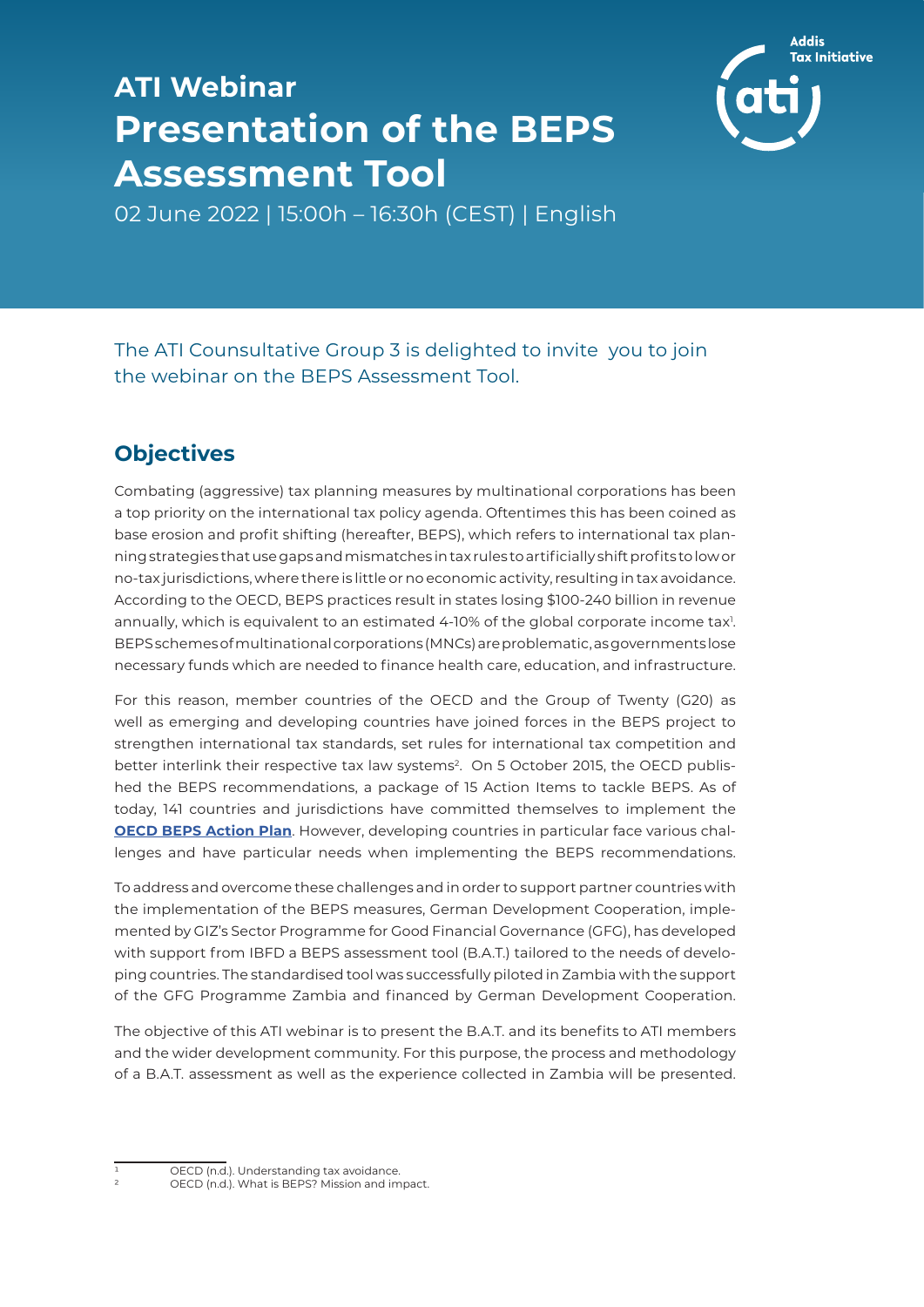# ATI Webinar
# Presentation of the BEPS Assessment Tool

02 June 2022 | 15:00h – 16:30h (CEST) | English

The ATI Counsultative Group 3 is delighted to invite you to join the webinar on the BEPS Assessment Tool.

## Objectives

Combating (aggressive) tax planning measures by multinational corporations has been a top priority on the international tax policy agenda. Oftentimes this has been coined as base erosion and profit shifting (hereafter, BEPS), which refers to international tax planning strategies that use gaps and mismatches in tax rules to artificially shift profits to low or no-tax jurisdictions, where there is little or no economic activity, resulting in tax avoidance. According to the OECD, BEPS practices result in states losing $100-240 billion in revenue annually, which is equivalent to an estimated 4-10% of the global corporate income tax[1]. BEPS schemes of multinational corporations (MNCs) are problematic, as governments lose necessary funds which are needed to finance health care, education, and infrastructure.

For this reason, member countries of the OECD and the Group of Twenty (G20) as well as emerging and developing countries have joined forces in the BEPS project to strengthen international tax standards, set rules for international tax competition and better interlink their respective tax law systems[2]. On 5 October 2015, the OECD published the BEPS recommendations, a package of 15 Action Items to tackle BEPS. As of today, 141 countries and jurisdictions have committed themselves to implement the **OECD BEPS Action Plan**. However, developing countries in particular face various challenges and have particular needs when implementing the BEPS recommendations.

To address and overcome these challenges and in order to support partner countries with the implementation of the BEPS measures, German Development Cooperation, implemented by GIZ's Sector Programme for Good Financial Governance (GFG), has developed with support from IBFD a BEPS assessment tool (B.A.T.) tailored to the needs of developing countries. The standardised tool was successfully piloted in Zambia with the support of the GFG Programme Zambia and financed by German Development Cooperation.

The objective of this ATI webinar is to present the B.A.T. and its benefits to ATI members and the wider development community. For this purpose, the process and methodology of a B.A.T. assessment as well as the experience collected in Zambia will be presented.

---

[1] OECD (n.d.). Understanding tax avoidance.

[2] OECD (n.d.). What is BEPS? Mission and impact.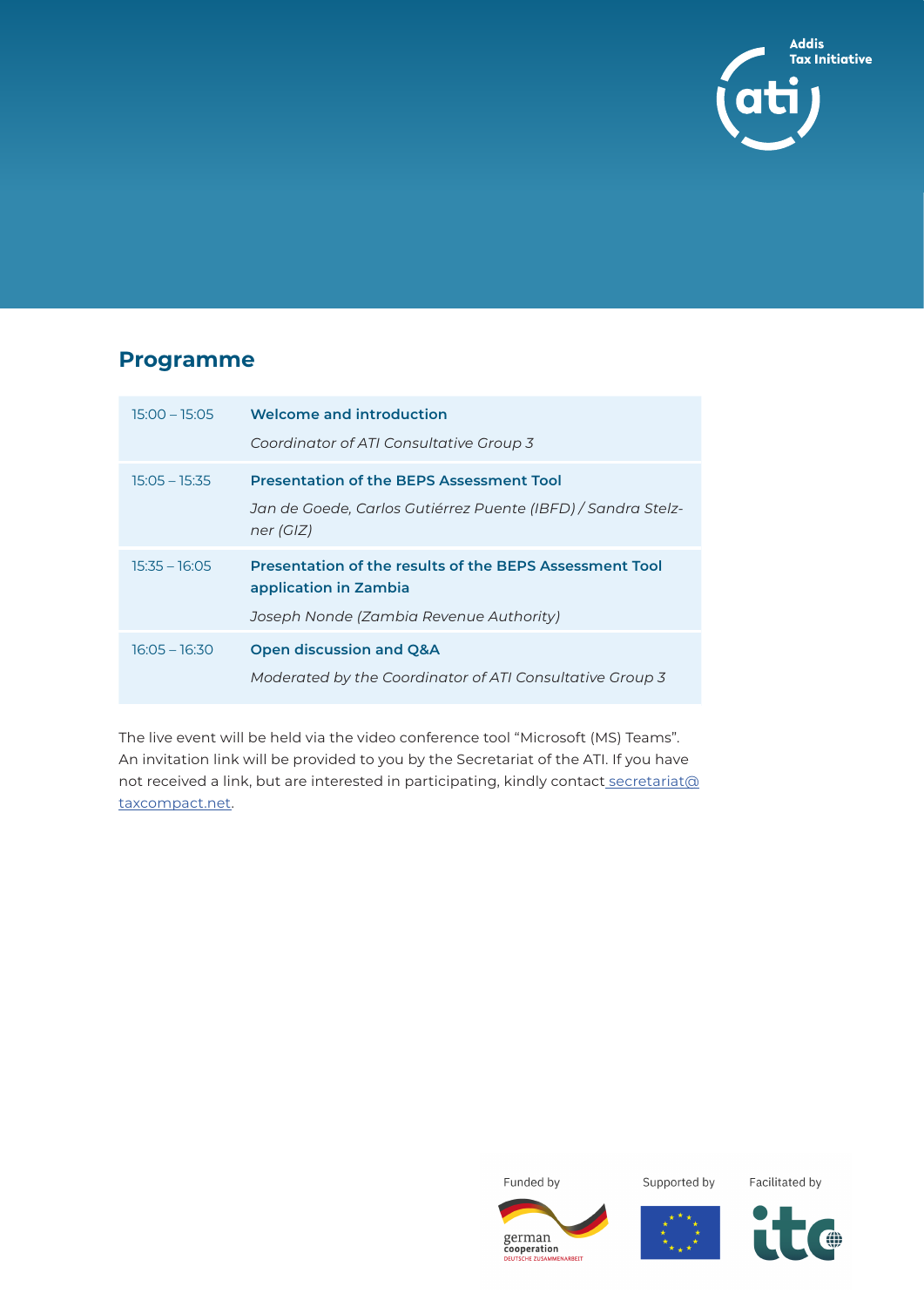## Programme

| | |
|---|---|
| 15:00 – 15:05 | **Welcome and introduction**<br>*Coordinator of ATI Consultative Group 3* |
| 15:05 – 15:35 | **Presentation of the BEPS Assessment Tool**<br>*Jan de Goede, Carlos Gutiérrez Puente (IBFD) / Sandra Stelzner (GIZ)* |
| 15:35 – 16:05 | **Presentation of the results of the BEPS Assessment Tool application in Zambia**<br>*Joseph Nonde (Zambia Revenue Authority)* |
| 16:05 – 16:30 | **Open discussion and Q&A**<br>*Moderated by the Coordinator of ATI Consultative Group 3* |

The live event will be held via the video conference tool "Microsoft (MS) Teams". An invitation link will be provided to you by the Secretariat of the ATI. If you have not received a link, but are interested in participating, kindly contact secretariat@taxcompact.net.

Funded by Supported by Facilitated by